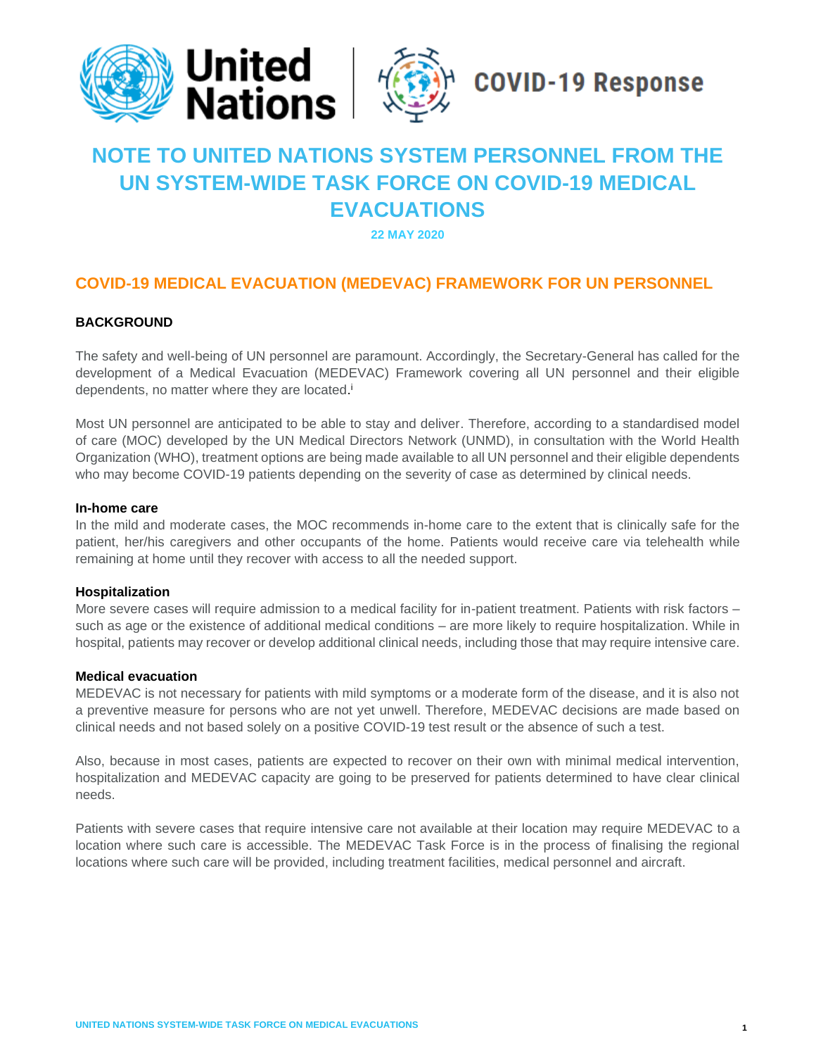# NOTE TO UNITED NATIONS SYSTEM PERSONNEL FROM THE UN SYSTEM-WIDE TASK FORCE ON COVID-19 MEDICAL EVACUATIONS

**22 MAY 2020**

## COVID-19 MEDICAL EVACUATION (MEDEVAC) FRAMEWORK FOR UN PERSONNEL

### BACKGROUND

The safety and well-being of UN personnel are paramount. Accordingly, the Secretary-General has called for the development of a Medical Evacuation (MEDEVAC) Framework covering all UN personnel and their eligible dependents, no matter where they are located.[i]

Most UN personnel are anticipated to be able to stay and deliver. Therefore, according to a standardised model of care (MOC) developed by the UN Medical Directors Network (UNMD), in consultation with the World Health Organization (WHO), treatment options are being made available to all UN personnel and their eligible dependents who may become COVID-19 patients depending on the severity of case as determined by clinical needs.

**In-home care**

In the mild and moderate cases, the MOC recommends in-home care to the extent that is clinically safe for the patient, her/his caregivers and other occupants of the home. Patients would receive care via telehealth while remaining at home until they recover with access to all the needed support.

**Hospitalization**

More severe cases will require admission to a medical facility for in-patient treatment. Patients with risk factors – such as age or the existence of additional medical conditions – are more likely to require hospitalization. While in hospital, patients may recover or develop additional clinical needs, including those that may require intensive care.

**Medical evacuation**

MEDEVAC is not necessary for patients with mild symptoms or a moderate form of the disease, and it is also not a preventive measure for persons who are not yet unwell. Therefore, MEDEVAC decisions are made based on clinical needs and not based solely on a positive COVID-19 test result or the absence of such a test.

Also, because in most cases, patients are expected to recover on their own with minimal medical intervention, hospitalization and MEDEVAC capacity are going to be preserved for patients determined to have clear clinical needs.

Patients with severe cases that require intensive care not available at their location may require MEDEVAC to a location where such care is accessible. The MEDEVAC Task Force is in the process of finalising the regional locations where such care will be provided, including treatment facilities, medical personnel and aircraft.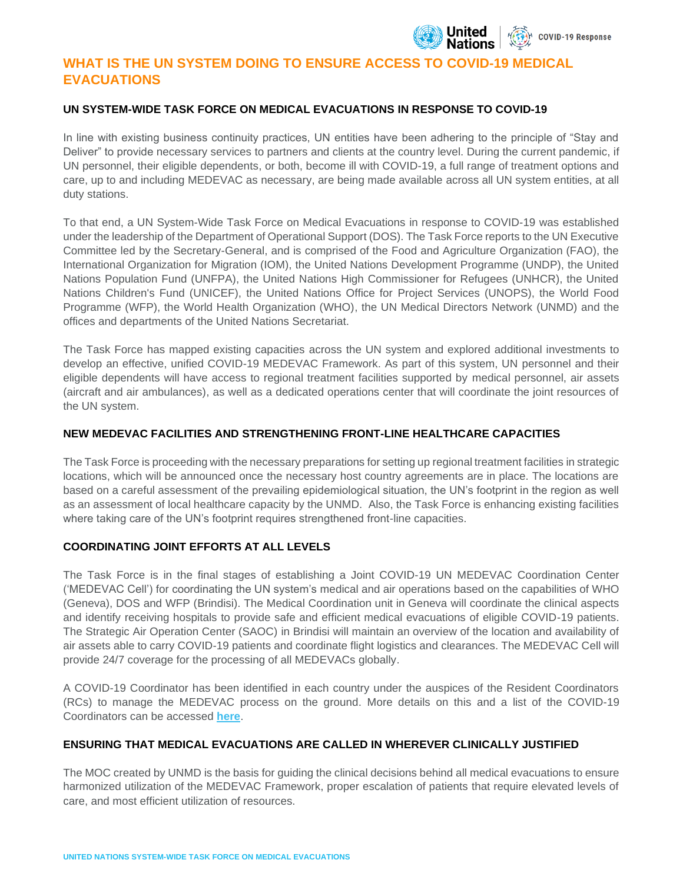# WHAT IS THE UN SYSTEM DOING TO ENSURE ACCESS TO COVID-19 MEDICAL EVACUATIONS

## UN SYSTEM-WIDE TASK FORCE ON MEDICAL EVACUATIONS IN RESPONSE TO COVID-19

In line with existing business continuity practices, UN entities have been adhering to the principle of "Stay and Deliver" to provide necessary services to partners and clients at the country level. During the current pandemic, if UN personnel, their eligible dependents, or both, become ill with COVID-19, a full range of treatment options and care, up to and including MEDEVAC as necessary, are being made available across all UN system entities, at all duty stations.

To that end, a UN System-Wide Task Force on Medical Evacuations in response to COVID-19 was established under the leadership of the Department of Operational Support (DOS). The Task Force reports to the UN Executive Committee led by the Secretary-General, and is comprised of the Food and Agriculture Organization (FAO), the International Organization for Migration (IOM), the United Nations Development Programme (UNDP), the United Nations Population Fund (UNFPA), the United Nations High Commissioner for Refugees (UNHCR), the United Nations Children's Fund (UNICEF), the United Nations Office for Project Services (UNOPS), the World Food Programme (WFP), the World Health Organization (WHO), the UN Medical Directors Network (UNMD) and the offices and departments of the United Nations Secretariat.

The Task Force has mapped existing capacities across the UN system and explored additional investments to develop an effective, unified COVID-19 MEDEVAC Framework. As part of this system, UN personnel and their eligible dependents will have access to regional treatment facilities supported by medical personnel, air assets (aircraft and air ambulances), as well as a dedicated operations center that will coordinate the joint resources of the UN system.

## NEW MEDEVAC FACILITIES AND STRENGTHENING FRONT-LINE HEALTHCARE CAPACITIES

The Task Force is proceeding with the necessary preparations for setting up regional treatment facilities in strategic locations, which will be announced once the necessary host country agreements are in place. The locations are based on a careful assessment of the prevailing epidemiological situation, the UN's footprint in the region as well as an assessment of local healthcare capacity by the UNMD. Also, the Task Force is enhancing existing facilities where taking care of the UN's footprint requires strengthened front-line capacities.

## COORDINATING JOINT EFFORTS AT ALL LEVELS

The Task Force is in the final stages of establishing a Joint COVID-19 UN MEDEVAC Coordination Center ('MEDEVAC Cell') for coordinating the UN system's medical and air operations based on the capabilities of WHO (Geneva), DOS and WFP (Brindisi). The Medical Coordination unit in Geneva will coordinate the clinical aspects and identify receiving hospitals to provide safe and efficient medical evacuations of eligible COVID-19 patients. The Strategic Air Operation Center (SAOC) in Brindisi will maintain an overview of the location and availability of air assets able to carry COVID-19 patients and coordinate flight logistics and clearances. The MEDEVAC Cell will provide 24/7 coverage for the processing of all MEDEVACs globally.

A COVID-19 Coordinator has been identified in each country under the auspices of the Resident Coordinators (RCs) to manage the MEDEVAC process on the ground. More details on this and a list of the COVID-19 Coordinators can be accessed **here**.

## ENSURING THAT MEDICAL EVACUATIONS ARE CALLED IN WHEREVER CLINICALLY JUSTIFIED

The MOC created by UNMD is the basis for guiding the clinical decisions behind all medical evacuations to ensure harmonized utilization of the MEDEVAC Framework, proper escalation of patients that require elevated levels of care, and most efficient utilization of resources.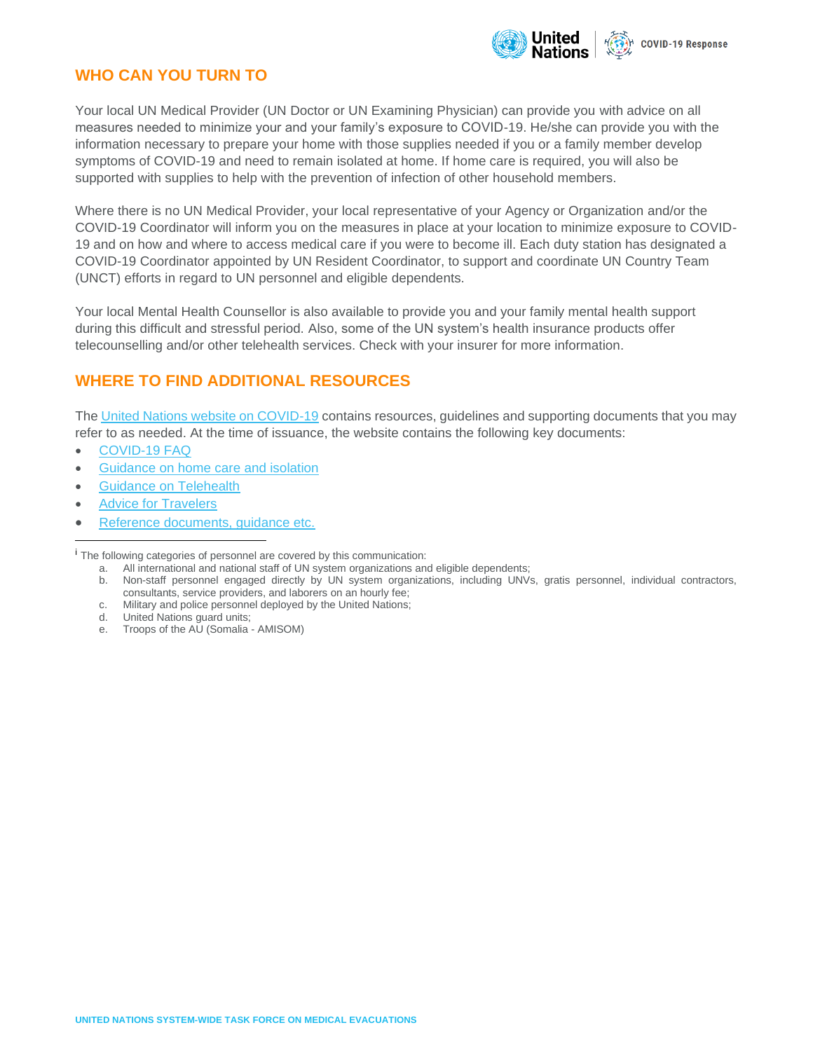## WHO CAN YOU TURN TO

Your local UN Medical Provider (UN Doctor or UN Examining Physician) can provide you with advice on all measures needed to minimize your and your family's exposure to COVID-19. He/she can provide you with the information necessary to prepare your home with those supplies needed if you or a family member develop symptoms of COVID-19 and need to remain isolated at home. If home care is required, you will also be supported with supplies to help with the prevention of infection of other household members.

Where there is no UN Medical Provider, your local representative of your Agency or Organization and/or the COVID-19 Coordinator will inform you on the measures in place at your location to minimize exposure to COVID-19 and on how and where to access medical care if you were to become ill. Each duty station has designated a COVID-19 Coordinator appointed by UN Resident Coordinator, to support and coordinate UN Country Team (UNCT) efforts in regard to UN personnel and eligible dependents.

Your local Mental Health Counsellor is also available to provide you and your family mental health support during this difficult and stressful period. Also, some of the UN system's health insurance products offer telecounselling and/or other telehealth services. Check with your insurer for more information.

## WHERE TO FIND ADDITIONAL RESOURCES

The United Nations website on COVID-19 contains resources, guidelines and supporting documents that you may refer to as needed. At the time of issuance, the website contains the following key documents:

- COVID-19 FAQ
- Guidance on home care and isolation
- Guidance on Telehealth
- Advice for Travelers
- Reference documents, guidance etc.

---

[i] The following categories of personnel are covered by this communication:

a. All international and national staff of UN system organizations and eligible dependents;
b. Non-staff personnel engaged directly by UN system organizations, including UNVs, gratis personnel, individual contractors, consultants, service providers, and laborers on an hourly fee;
c. Military and police personnel deployed by the United Nations;
d. United Nations guard units;
e. Troops of the AU (Somalia - AMISOM)